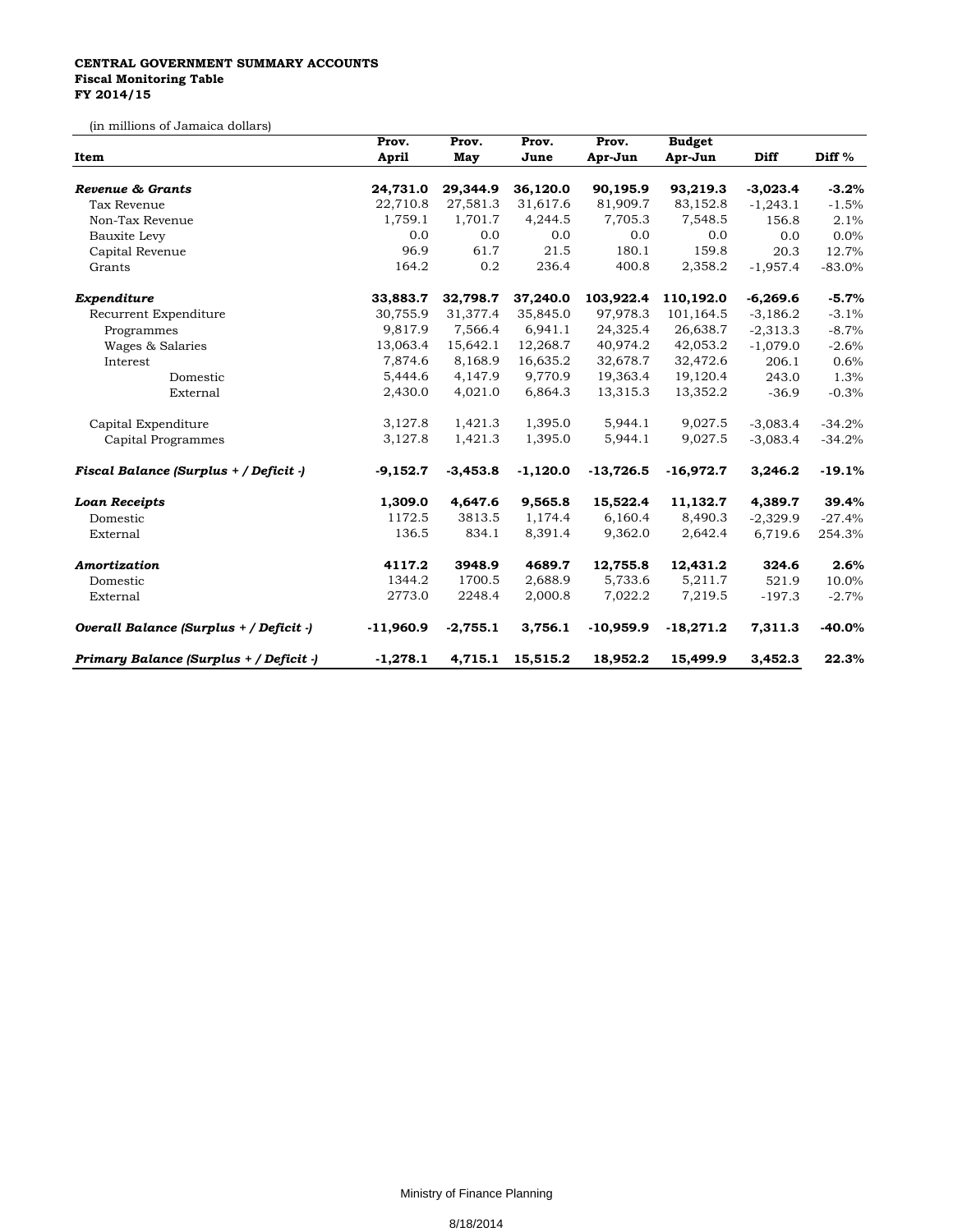**CENTRAL GOVERNMENT SUMMARY ACCOUNTS**
**Fiscal Monitoring Table**
**FY 2014/15**

(in millions of Jamaica dollars)

| Item | Prov. April | Prov. May | Prov. June | Prov. Apr-Jun | Budget Apr-Jun | Diff | Diff % |
|---|---|---|---|---|---|---|---|
| ***Revenue & Grants*** | **24,731.0** | **29,344.9** | **36,120.0** | **90,195.9** | **93,219.3** | **-3,023.4** | **-3.2%** |
| Tax Revenue | 22,710.8 | 27,581.3 | 31,617.6 | 81,909.7 | 83,152.8 | -1,243.1 | -1.5% |
| Non-Tax Revenue | 1,759.1 | 1,701.7 | 4,244.5 | 7,705.3 | 7,548.5 | 156.8 | 2.1% |
| Bauxite Levy | 0.0 | 0.0 | 0.0 | 0.0 | 0.0 | 0.0 | 0.0% |
| Capital Revenue | 96.9 | 61.7 | 21.5 | 180.1 | 159.8 | 20.3 | 12.7% |
| Grants | 164.2 | 0.2 | 236.4 | 400.8 | 2,358.2 | -1,957.4 | -83.0% |
| ***Expenditure*** | **33,883.7** | **32,798.7** | **37,240.0** | **103,922.4** | **110,192.0** | **-6,269.6** | **-5.7%** |
| Recurrent Expenditure | 30,755.9 | 31,377.4 | 35,845.0 | 97,978.3 | 101,164.5 | -3,186.2 | -3.1% |
| Programmes | 9,817.9 | 7,566.4 | 6,941.1 | 24,325.4 | 26,638.7 | -2,313.3 | -8.7% |
| Wages & Salaries | 13,063.4 | 15,642.1 | 12,268.7 | 40,974.2 | 42,053.2 | -1,079.0 | -2.6% |
| Interest | 7,874.6 | 8,168.9 | 16,635.2 | 32,678.7 | 32,472.6 | 206.1 | 0.6% |
| Domestic | 5,444.6 | 4,147.9 | 9,770.9 | 19,363.4 | 19,120.4 | 243.0 | 1.3% |
| External | 2,430.0 | 4,021.0 | 6,864.3 | 13,315.3 | 13,352.2 | -36.9 | -0.3% |
| Capital Expenditure | 3,127.8 | 1,421.3 | 1,395.0 | 5,944.1 | 9,027.5 | -3,083.4 | -34.2% |
| Capital Programmes | 3,127.8 | 1,421.3 | 1,395.0 | 5,944.1 | 9,027.5 | -3,083.4 | -34.2% |
| ***Fiscal Balance (Surplus + / Deficit -)*** | **-9,152.7** | **-3,453.8** | **-1,120.0** | **-13,726.5** | **-16,972.7** | **3,246.2** | **-19.1%** |
| ***Loan Receipts*** | **1,309.0** | **4,647.6** | **9,565.8** | **15,522.4** | **11,132.7** | **4,389.7** | **39.4%** |
| Domestic | 1172.5 | 3813.5 | 1,174.4 | 6,160.4 | 8,490.3 | -2,329.9 | -27.4% |
| External | 136.5 | 834.1 | 8,391.4 | 9,362.0 | 2,642.4 | 6,719.6 | 254.3% |
| ***Amortization*** | **4117.2** | **3948.9** | **4689.7** | **12,755.8** | **12,431.2** | **324.6** | **2.6%** |
| Domestic | 1344.2 | 1700.5 | 2,688.9 | 5,733.6 | 5,211.7 | 521.9 | 10.0% |
| External | 2773.0 | 2248.4 | 2,000.8 | 7,022.2 | 7,219.5 | -197.3 | -2.7% |
| ***Overall Balance (Surplus + / Deficit -)*** | **-11,960.9** | **-2,755.1** | **3,756.1** | **-10,959.9** | **-18,271.2** | **7,311.3** | **-40.0%** |
| ***Primary Balance (Surplus + / Deficit -)*** | **-1,278.1** | **4,715.1** | **15,515.2** | **18,952.2** | **15,499.9** | **3,452.3** | **22.3%** |

Ministry of Finance Planning

8/18/2014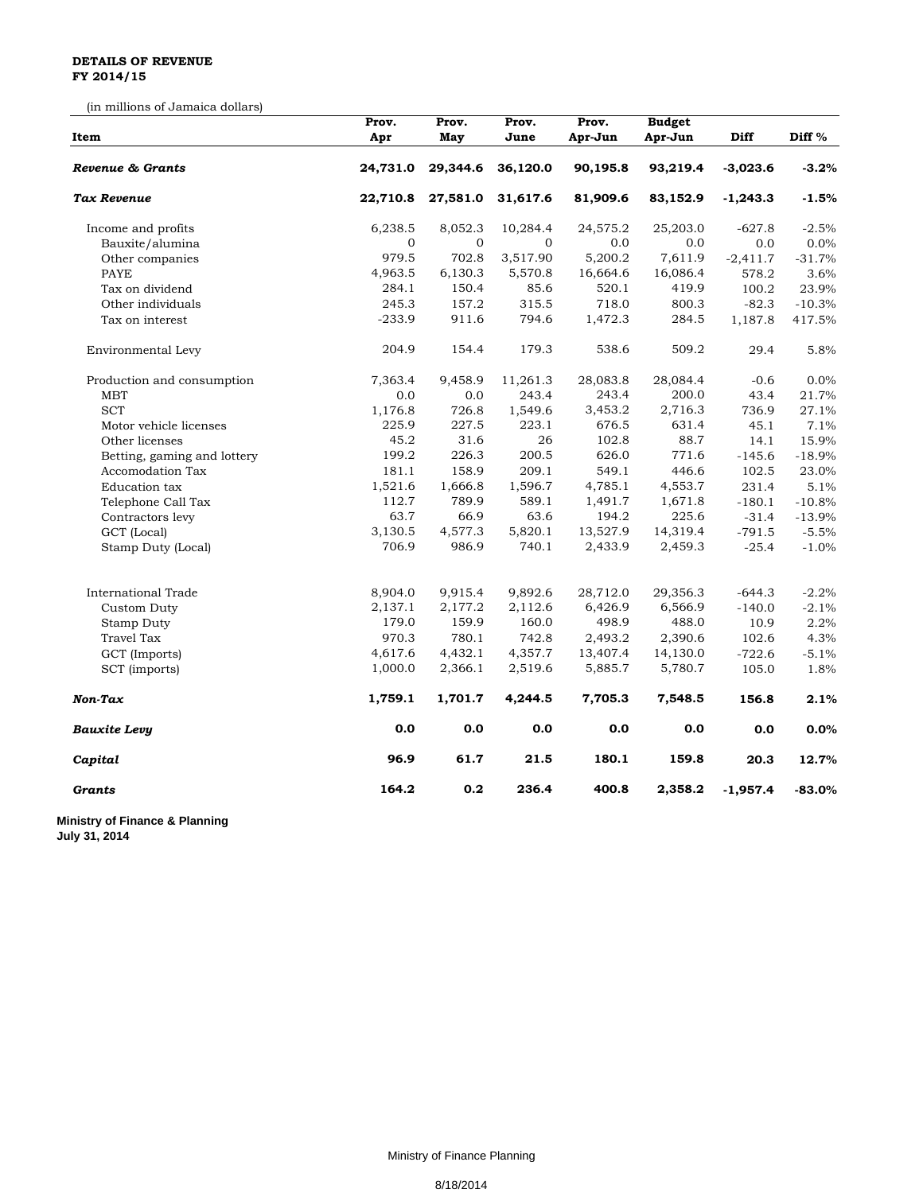**DETAILS OF REVENUE**
**FY 2014/15**

(in millions of Jamaica dollars)

| Item | Prov. Apr | Prov. May | Prov. June | Prov. Apr-Jun | Budget Apr-Jun | Diff | Diff % |
|---|---|---|---|---|---|---|---|
| ***Revenue & Grants*** | **24,731.0** | **29,344.6** | **36,120.0** | **90,195.8** | **93,219.4** | **-3,023.6** | **-3.2%** |
| ***Tax Revenue*** | **22,710.8** | **27,581.0** | **31,617.6** | **81,909.6** | **83,152.9** | **-1,243.3** | **-1.5%** |
| Income and profits | 6,238.5 | 8,052.3 | 10,284.4 | 24,575.2 | 25,203.0 | -627.8 | -2.5% |
| Bauxite/alumina | 0 | 0 | 0 | 0.0 | 0.0 | 0.0 | 0.0% |
| Other companies | 979.5 | 702.8 | 3,517.90 | 5,200.2 | 7,611.9 | -2,411.7 | -31.7% |
| PAYE | 4,963.5 | 6,130.3 | 5,570.8 | 16,664.6 | 16,086.4 | 578.2 | 3.6% |
| Tax on dividend | 284.1 | 150.4 | 85.6 | 520.1 | 419.9 | 100.2 | 23.9% |
| Other individuals | 245.3 | 157.2 | 315.5 | 718.0 | 800.3 | -82.3 | -10.3% |
| Tax on interest | -233.9 | 911.6 | 794.6 | 1,472.3 | 284.5 | 1,187.8 | 417.5% |
| Environmental Levy | 204.9 | 154.4 | 179.3 | 538.6 | 509.2 | 29.4 | 5.8% |
| Production and consumption | 7,363.4 | 9,458.9 | 11,261.3 | 28,083.8 | 28,084.4 | -0.6 | 0.0% |
| MBT | 0.0 | 0.0 | 243.4 | 243.4 | 200.0 | 43.4 | 21.7% |
| SCT | 1,176.8 | 726.8 | 1,549.6 | 3,453.2 | 2,716.3 | 736.9 | 27.1% |
| Motor vehicle licenses | 225.9 | 227.5 | 223.1 | 676.5 | 631.4 | 45.1 | 7.1% |
| Other licenses | 45.2 | 31.6 | 26 | 102.8 | 88.7 | 14.1 | 15.9% |
| Betting, gaming and lottery | 199.2 | 226.3 | 200.5 | 626.0 | 771.6 | -145.6 | -18.9% |
| Accomodation Tax | 181.1 | 158.9 | 209.1 | 549.1 | 446.6 | 102.5 | 23.0% |
| Education tax | 1,521.6 | 1,666.8 | 1,596.7 | 4,785.1 | 4,553.7 | 231.4 | 5.1% |
| Telephone Call Tax | 112.7 | 789.9 | 589.1 | 1,491.7 | 1,671.8 | -180.1 | -10.8% |
| Contractors levy | 63.7 | 66.9 | 63.6 | 194.2 | 225.6 | -31.4 | -13.9% |
| GCT (Local) | 3,130.5 | 4,577.3 | 5,820.1 | 13,527.9 | 14,319.4 | -791.5 | -5.5% |
| Stamp Duty (Local) | 706.9 | 986.9 | 740.1 | 2,433.9 | 2,459.3 | -25.4 | -1.0% |
| International Trade | 8,904.0 | 9,915.4 | 9,892.6 | 28,712.0 | 29,356.3 | -644.3 | -2.2% |
| Custom Duty | 2,137.1 | 2,177.2 | 2,112.6 | 6,426.9 | 6,566.9 | -140.0 | -2.1% |
| Stamp Duty | 179.0 | 159.9 | 160.0 | 498.9 | 488.0 | 10.9 | 2.2% |
| Travel Tax | 970.3 | 780.1 | 742.8 | 2,493.2 | 2,390.6 | 102.6 | 4.3% |
| GCT (Imports) | 4,617.6 | 4,432.1 | 4,357.7 | 13,407.4 | 14,130.0 | -722.6 | -5.1% |
| SCT (imports) | 1,000.0 | 2,366.1 | 2,519.6 | 5,885.7 | 5,780.7 | 105.0 | 1.8% |
| ***Non-Tax*** | **1,759.1** | **1,701.7** | **4,244.5** | **7,705.3** | **7,548.5** | **156.8** | **2.1%** |
| ***Bauxite Levy*** | **0.0** | **0.0** | **0.0** | **0.0** | **0.0** | **0.0** | **0.0%** |
| ***Capital*** | **96.9** | **61.7** | **21.5** | **180.1** | **159.8** | **20.3** | **12.7%** |
| ***Grants*** | **164.2** | **0.2** | **236.4** | **400.8** | **2,358.2** | **-1,957.4** | **-83.0%** |

**Ministry of Finance & Planning**
**July 31, 2014**